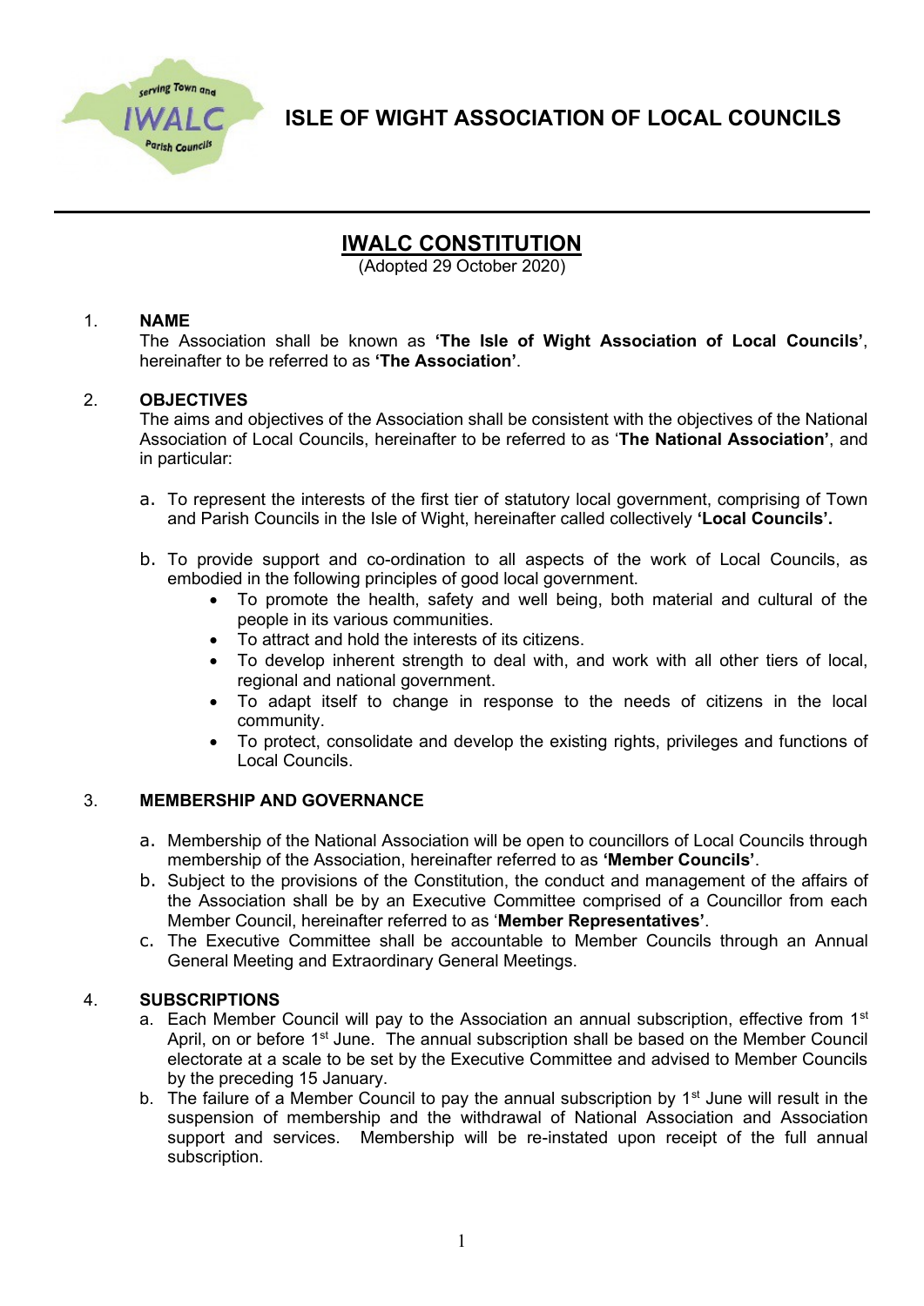# ISLE OF WIGHT ASSOCIATION OF LOCAL COUNCILS

## IWALC CONSTITUTION

(Adopted 29 October 2020)

### 1. NAME

The Association shall be known as **'The Isle of Wight Association of Local Councils'**, hereinafter to be referred to as **'The Association'**.

### 2. OBJECTIVES

The aims and objectives of the Association shall be consistent with the objectives of the National Association of Local Councils, hereinafter to be referred to as '**The National Association'**, and in particular:

a. To represent the interests of the first tier of statutory local government, comprising of Town and Parish Councils in the Isle of Wight, hereinafter called collectively **'Local Councils'.**

b. To provide support and co-ordination to all aspects of the work of Local Councils, as embodied in the following principles of good local government.
   - To promote the health, safety and well being, both material and cultural of the people in its various communities.
   - To attract and hold the interests of its citizens.
   - To develop inherent strength to deal with, and work with all other tiers of local, regional and national government.
   - To adapt itself to change in response to the needs of citizens in the local community.
   - To protect, consolidate and develop the existing rights, privileges and functions of Local Councils.

### 3. MEMBERSHIP AND GOVERNANCE

a. Membership of the National Association will be open to councillors of Local Councils through membership of the Association, hereinafter referred to as **'Member Councils'**.

b. Subject to the provisions of the Constitution, the conduct and management of the affairs of the Association shall be by an Executive Committee comprised of a Councillor from each Member Council, hereinafter referred to as '**Member Representatives'**.

c. The Executive Committee shall be accountable to Member Councils through an Annual General Meeting and Extraordinary General Meetings.

### 4. SUBSCRIPTIONS

a. Each Member Council will pay to the Association an annual subscription, effective from 1st April, on or before 1st June. The annual subscription shall be based on the Member Council electorate at a scale to be set by the Executive Committee and advised to Member Councils by the preceding 15 January.

b. The failure of a Member Council to pay the annual subscription by 1st June will result in the suspension of membership and the withdrawal of National Association and Association support and services. Membership will be re-instated upon receipt of the full annual subscription.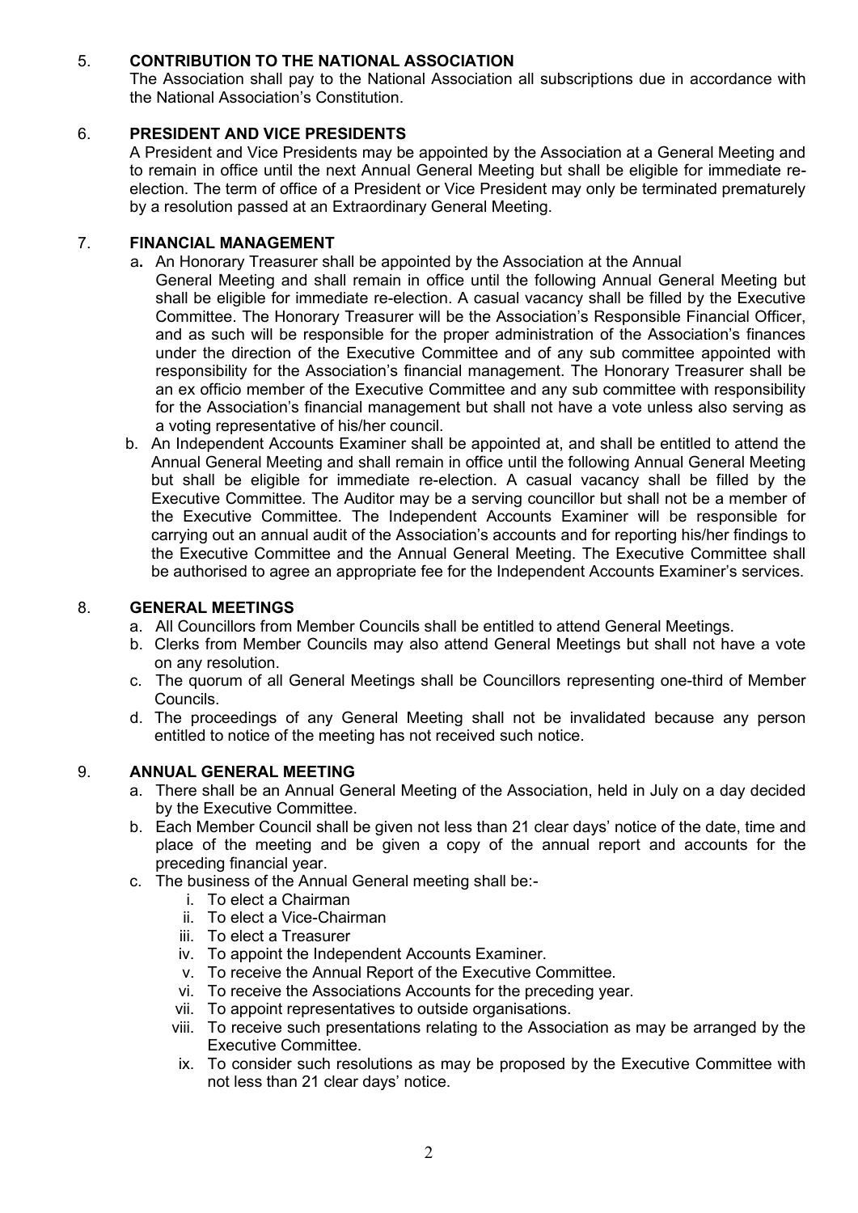## 5. CONTRIBUTION TO THE NATIONAL ASSOCIATION

The Association shall pay to the National Association all subscriptions due in accordance with the National Association's Constitution.

## 6. PRESIDENT AND VICE PRESIDENTS

A President and Vice Presidents may be appointed by the Association at a General Meeting and to remain in office until the next Annual General Meeting but shall be eligible for immediate re-election. The term of office of a President or Vice President may only be terminated prematurely by a resolution passed at an Extraordinary General Meeting.

## 7. FINANCIAL MANAGEMENT

a. An Honorary Treasurer shall be appointed by the Association at the Annual General Meeting and shall remain in office until the following Annual General Meeting but shall be eligible for immediate re-election. A casual vacancy shall be filled by the Executive Committee. The Honorary Treasurer will be the Association's Responsible Financial Officer, and as such will be responsible for the proper administration of the Association's finances under the direction of the Executive Committee and of any sub committee appointed with responsibility for the Association's financial management. The Honorary Treasurer shall be an ex officio member of the Executive Committee and any sub committee with responsibility for the Association's financial management but shall not have a vote unless also serving as a voting representative of his/her council.

b. An Independent Accounts Examiner shall be appointed at, and shall be entitled to attend the Annual General Meeting and shall remain in office until the following Annual General Meeting but shall be eligible for immediate re-election. A casual vacancy shall be filled by the Executive Committee. The Auditor may be a serving councillor but shall not be a member of the Executive Committee. The Independent Accounts Examiner will be responsible for carrying out an annual audit of the Association's accounts and for reporting his/her findings to the Executive Committee and the Annual General Meeting. The Executive Committee shall be authorised to agree an appropriate fee for the Independent Accounts Examiner's services.

## 8. GENERAL MEETINGS

a. All Councillors from Member Councils shall be entitled to attend General Meetings.
b. Clerks from Member Councils may also attend General Meetings but shall not have a vote on any resolution.
c. The quorum of all General Meetings shall be Councillors representing one-third of Member Councils.
d. The proceedings of any General Meeting shall not be invalidated because any person entitled to notice of the meeting has not received such notice.

## 9. ANNUAL GENERAL MEETING

a. There shall be an Annual General Meeting of the Association, held in July on a day decided by the Executive Committee.
b. Each Member Council shall be given not less than 21 clear days' notice of the date, time and place of the meeting and be given a copy of the annual report and accounts for the preceding financial year.
c. The business of the Annual General meeting shall be:-
   i. To elect a Chairman
   ii. To elect a Vice-Chairman
   iii. To elect a Treasurer
   iv. To appoint the Independent Accounts Examiner.
   v. To receive the Annual Report of the Executive Committee.
   vi. To receive the Associations Accounts for the preceding year.
   vii. To appoint representatives to outside organisations.
   viii. To receive such presentations relating to the Association as may be arranged by the Executive Committee.
   ix. To consider such resolutions as may be proposed by the Executive Committee with not less than 21 clear days' notice.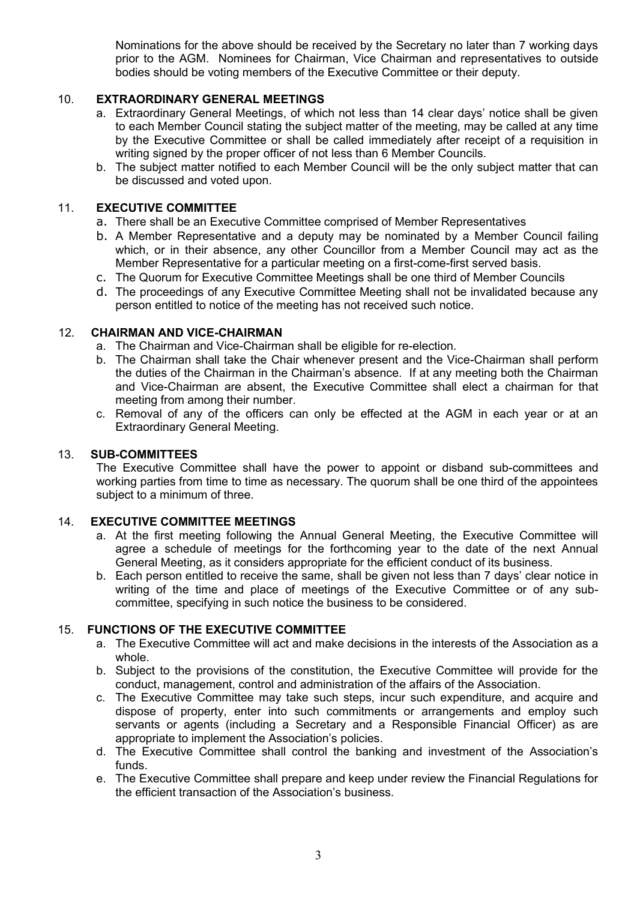Nominations for the above should be received by the Secretary no later than 7 working days prior to the AGM. Nominees for Chairman, Vice Chairman and representatives to outside bodies should be voting members of the Executive Committee or their deputy.

## 10. EXTRAORDINARY GENERAL MEETINGS

a. Extraordinary General Meetings, of which not less than 14 clear days' notice shall be given to each Member Council stating the subject matter of the meeting, may be called at any time by the Executive Committee or shall be called immediately after receipt of a requisition in writing signed by the proper officer of not less than 6 Member Councils.

b. The subject matter notified to each Member Council will be the only subject matter that can be discussed and voted upon.

## 11. EXECUTIVE COMMITTEE

a. There shall be an Executive Committee comprised of Member Representatives

b. A Member Representative and a deputy may be nominated by a Member Council failing which, or in their absence, any other Councillor from a Member Council may act as the Member Representative for a particular meeting on a first-come-first served basis.

c. The Quorum for Executive Committee Meetings shall be one third of Member Councils

d. The proceedings of any Executive Committee Meeting shall not be invalidated because any person entitled to notice of the meeting has not received such notice.

## 12. CHAIRMAN AND VICE-CHAIRMAN

a. The Chairman and Vice-Chairman shall be eligible for re-election.

b. The Chairman shall take the Chair whenever present and the Vice-Chairman shall perform the duties of the Chairman in the Chairman's absence. If at any meeting both the Chairman and Vice-Chairman are absent, the Executive Committee shall elect a chairman for that meeting from among their number.

c. Removal of any of the officers can only be effected at the AGM in each year or at an Extraordinary General Meeting.

## 13. SUB-COMMITTEES

The Executive Committee shall have the power to appoint or disband sub-committees and working parties from time to time as necessary. The quorum shall be one third of the appointees subject to a minimum of three.

## 14. EXECUTIVE COMMITTEE MEETINGS

a. At the first meeting following the Annual General Meeting, the Executive Committee will agree a schedule of meetings for the forthcoming year to the date of the next Annual General Meeting, as it considers appropriate for the efficient conduct of its business.

b. Each person entitled to receive the same, shall be given not less than 7 days' clear notice in writing of the time and place of meetings of the Executive Committee or of any sub-committee, specifying in such notice the business to be considered.

## 15. FUNCTIONS OF THE EXECUTIVE COMMITTEE

a. The Executive Committee will act and make decisions in the interests of the Association as a whole.

b. Subject to the provisions of the constitution, the Executive Committee will provide for the conduct, management, control and administration of the affairs of the Association.

c. The Executive Committee may take such steps, incur such expenditure, and acquire and dispose of property, enter into such commitments or arrangements and employ such servants or agents (including a Secretary and a Responsible Financial Officer) as are appropriate to implement the Association's policies.

d. The Executive Committee shall control the banking and investment of the Association's funds.

e. The Executive Committee shall prepare and keep under review the Financial Regulations for the efficient transaction of the Association's business.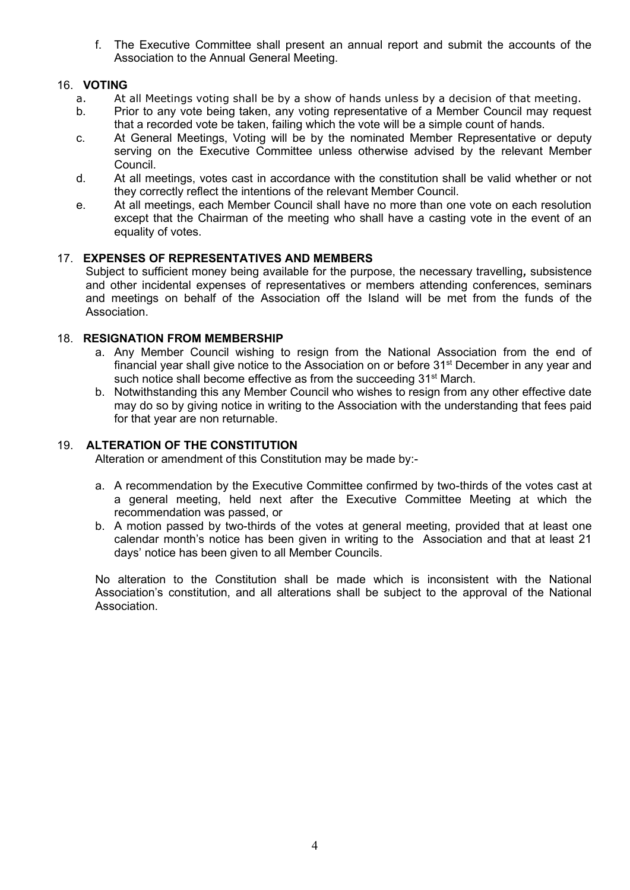f. The Executive Committee shall present an annual report and submit the accounts of the Association to the Annual General Meeting.

16. **VOTING**

a. At all Meetings voting shall be by a show of hands unless by a decision of that meeting.

b. Prior to any vote being taken, any voting representative of a Member Council may request that a recorded vote be taken, failing which the vote will be a simple count of hands.

c. At General Meetings, Voting will be by the nominated Member Representative or deputy serving on the Executive Committee unless otherwise advised by the relevant Member Council.

d. At all meetings, votes cast in accordance with the constitution shall be valid whether or not they correctly reflect the intentions of the relevant Member Council.

e. At all meetings, each Member Council shall have no more than one vote on each resolution except that the Chairman of the meeting who shall have a casting vote in the event of an equality of votes.

17. **EXPENSES OF REPRESENTATIVES AND MEMBERS**

Subject to sufficient money being available for the purpose, the necessary travelling, subsistence and other incidental expenses of representatives or members attending conferences, seminars and meetings on behalf of the Association off the Island will be met from the funds of the Association.

18. **RESIGNATION FROM MEMBERSHIP**

a. Any Member Council wishing to resign from the National Association from the end of financial year shall give notice to the Association on or before 31st December in any year and such notice shall become effective as from the succeeding 31st March.

b. Notwithstanding this any Member Council who wishes to resign from any other effective date may do so by giving notice in writing to the Association with the understanding that fees paid for that year are non returnable.

19. **ALTERATION OF THE CONSTITUTION**

Alteration or amendment of this Constitution may be made by:-

a. A recommendation by the Executive Committee confirmed by two-thirds of the votes cast at a general meeting, held next after the Executive Committee Meeting at which the recommendation was passed, or

b. A motion passed by two-thirds of the votes at general meeting, provided that at least one calendar month's notice has been given in writing to the Association and that at least 21 days' notice has been given to all Member Councils.

No alteration to the Constitution shall be made which is inconsistent with the National Association's constitution, and all alterations shall be subject to the approval of the National Association.